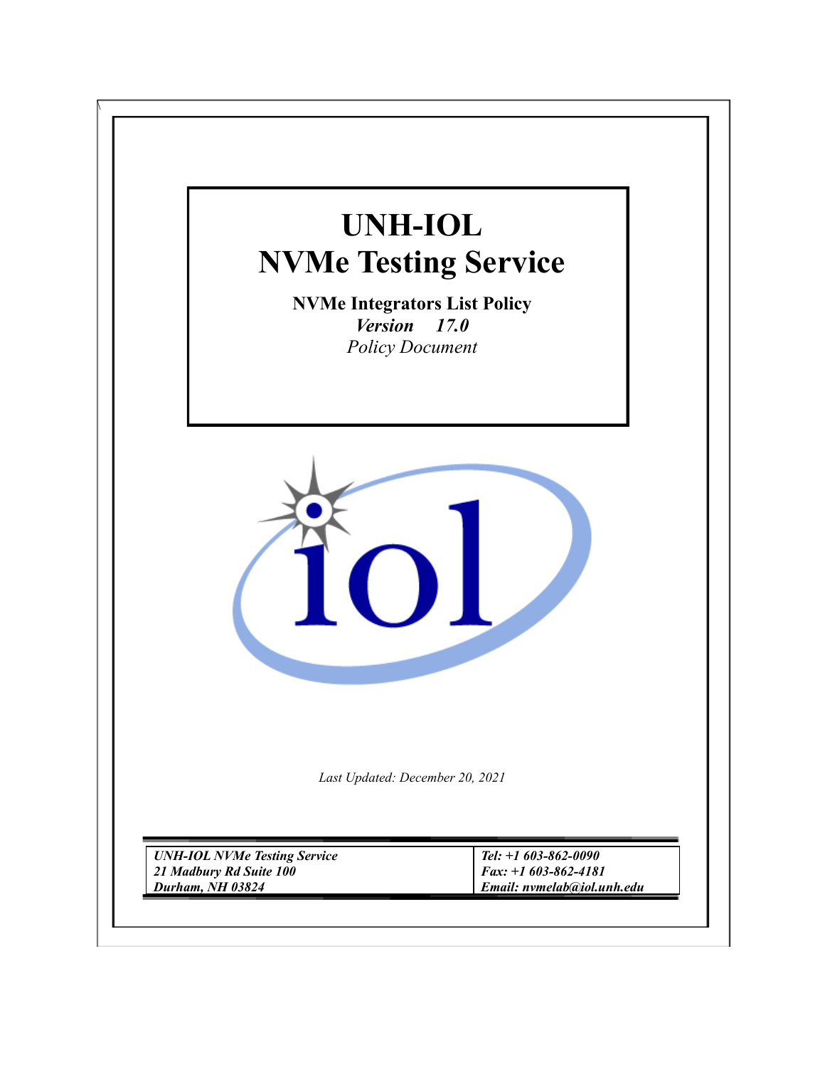# UNH-IOL
# NVMe Testing Service

**NVMe Integrators List Policy**

***Version 17.0***

*Policy Document*

*Last Updated: December 20, 2021*

| ***UNH-IOL NVMe Testing Service*** | ***Tel: +1 603-862-0090*** |
| --- | --- |
| ***21 Madbury Rd Suite 100*** | ***Fax: +1 603-862-4181*** |
| ***Durham, NH 03824*** | ***Email: nvmelab@iol.unh.edu*** |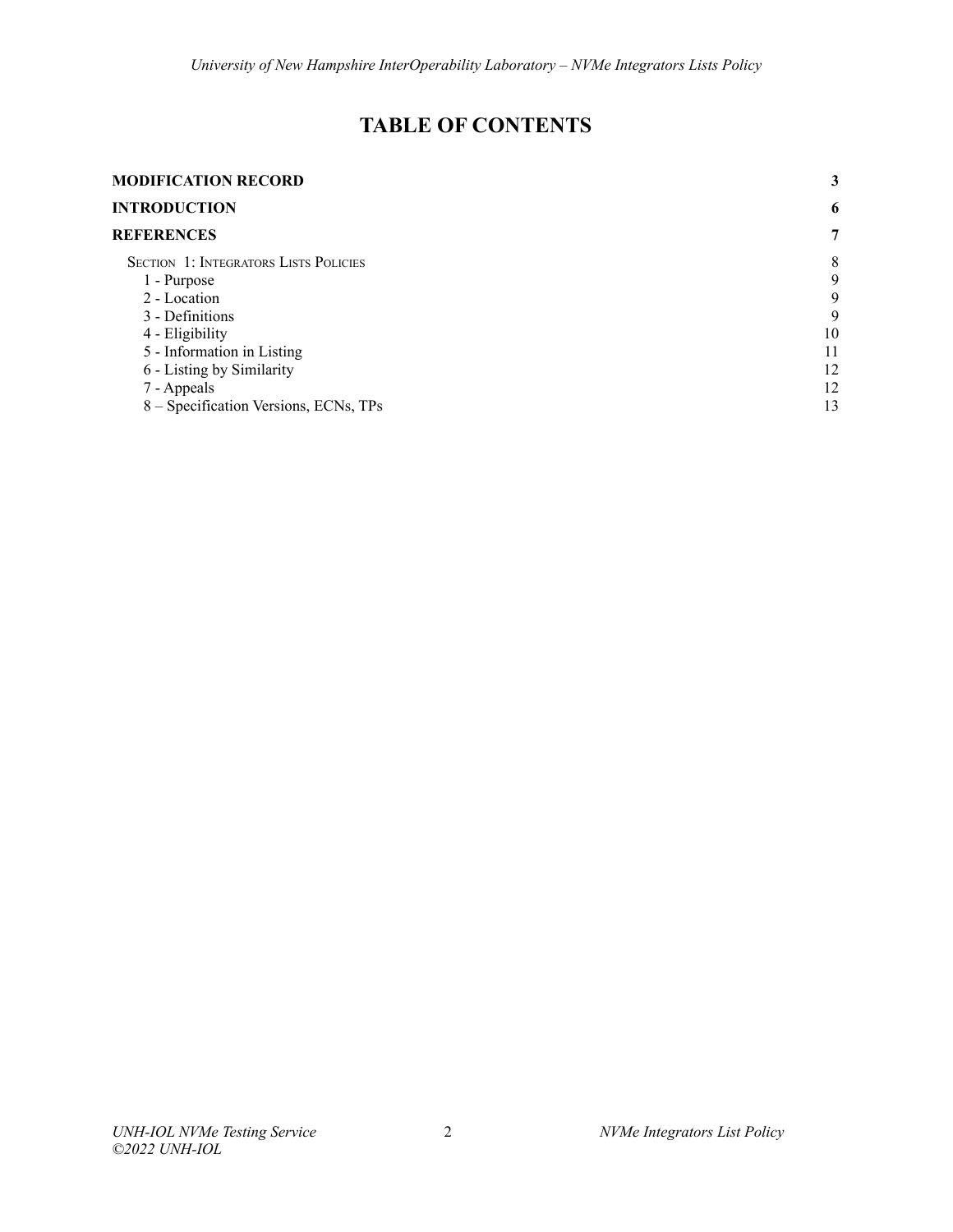# TABLE OF CONTENTS

| | |
|---|---|
| **MODIFICATION RECORD** | **3** |
| **INTRODUCTION** | **6** |
| **REFERENCES** | **7** |
| SECTION 1: INTEGRATORS LISTS POLICIES | 8 |
| 1 - Purpose | 9 |
| 2 - Location | 9 |
| 3 - Definitions | 9 |
| 4 - Eligibility | 10 |
| 5 - Information in Listing | 11 |
| 6 - Listing by Similarity | 12 |
| 7 - Appeals | 12 |
| 8 – Specification Versions, ECNs, TPs | 13 |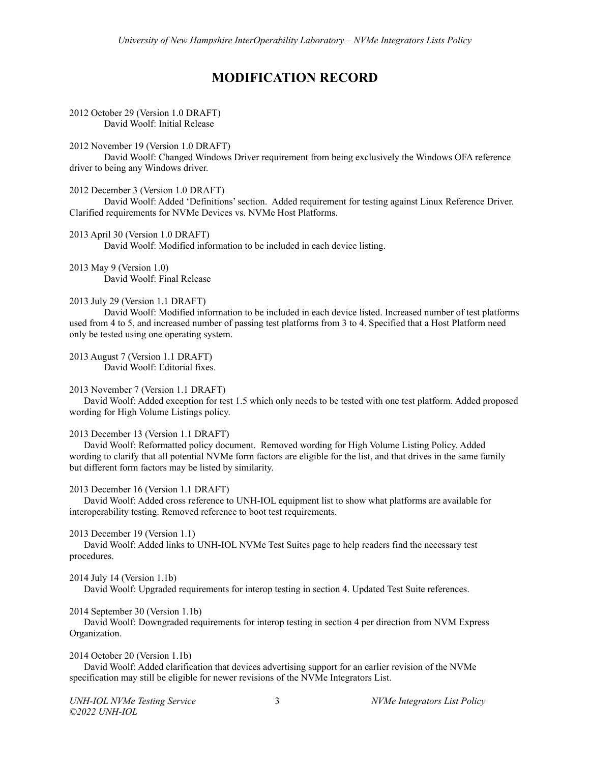# MODIFICATION RECORD

2012 October 29 (Version 1.0 DRAFT)
David Woolf: Initial Release

2012 November 19 (Version 1.0 DRAFT)
David Woolf: Changed Windows Driver requirement from being exclusively the Windows OFA reference driver to being any Windows driver.

2012 December 3 (Version 1.0 DRAFT)
David Woolf: Added 'Definitions' section. Added requirement for testing against Linux Reference Driver. Clarified requirements for NVMe Devices vs. NVMe Host Platforms.

2013 April 30 (Version 1.0 DRAFT)
David Woolf: Modified information to be included in each device listing.

2013 May 9 (Version 1.0)
David Woolf: Final Release

2013 July 29 (Version 1.1 DRAFT)
David Woolf: Modified information to be included in each device listed. Increased number of test platforms used from 4 to 5, and increased number of passing test platforms from 3 to 4. Specified that a Host Platform need only be tested using one operating system.

2013 August 7 (Version 1.1 DRAFT)
David Woolf: Editorial fixes.

2013 November 7 (Version 1.1 DRAFT)
David Woolf: Added exception for test 1.5 which only needs to be tested with one test platform. Added proposed wording for High Volume Listings policy.

2013 December 13 (Version 1.1 DRAFT)
David Woolf: Reformatted policy document. Removed wording for High Volume Listing Policy. Added wording to clarify that all potential NVMe form factors are eligible for the list, and that drives in the same family but different form factors may be listed by similarity.

2013 December 16 (Version 1.1 DRAFT)
David Woolf: Added cross reference to UNH-IOL equipment list to show what platforms are available for interoperability testing. Removed reference to boot test requirements.

2013 December 19 (Version 1.1)
David Woolf: Added links to UNH-IOL NVMe Test Suites page to help readers find the necessary test procedures.

2014 July 14 (Version 1.1b)
David Woolf: Upgraded requirements for interop testing in section 4. Updated Test Suite references.

2014 September 30 (Version 1.1b)
David Woolf: Downgraded requirements for interop testing in section 4 per direction from NVM Express Organization.

2014 October 20 (Version 1.1b)
David Woolf: Added clarification that devices advertising support for an earlier revision of the NVMe specification may still be eligible for newer revisions of the NVMe Integrators List.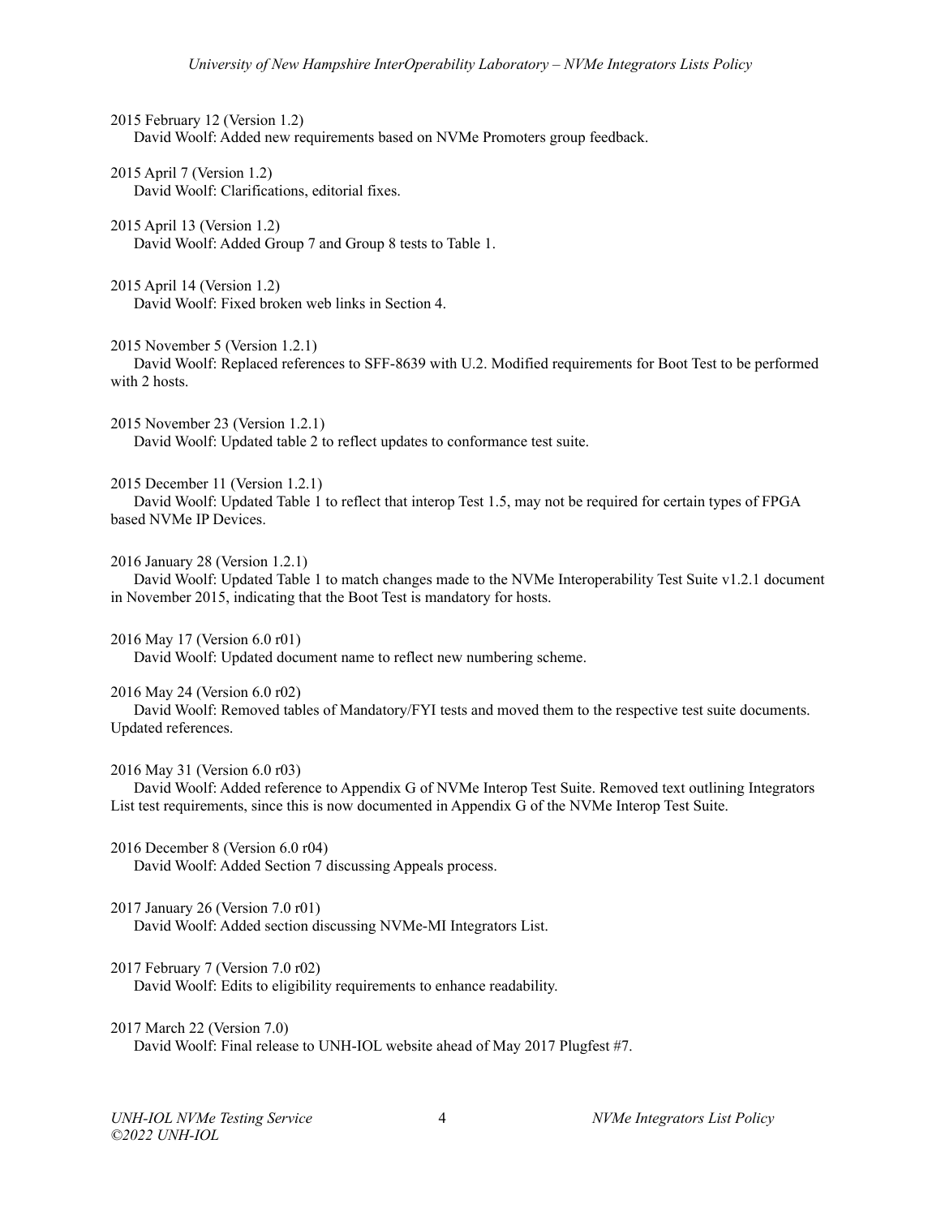2015 February 12 (Version 1.2)
David Woolf: Added new requirements based on NVMe Promoters group feedback.

2015 April 7 (Version 1.2)
David Woolf: Clarifications, editorial fixes.

2015 April 13 (Version 1.2)
David Woolf: Added Group 7 and Group 8 tests to Table 1.

2015 April 14 (Version 1.2)
David Woolf: Fixed broken web links in Section 4.

2015 November 5 (Version 1.2.1)
David Woolf: Replaced references to SFF-8639 with U.2. Modified requirements for Boot Test to be performed with 2 hosts.

2015 November 23 (Version 1.2.1)
David Woolf: Updated table 2 to reflect updates to conformance test suite.

2015 December 11 (Version 1.2.1)
David Woolf: Updated Table 1 to reflect that interop Test 1.5, may not be required for certain types of FPGA based NVMe IP Devices.

2016 January 28 (Version 1.2.1)
David Woolf: Updated Table 1 to match changes made to the NVMe Interoperability Test Suite v1.2.1 document in November 2015, indicating that the Boot Test is mandatory for hosts.

2016 May 17 (Version 6.0 r01)
David Woolf: Updated document name to reflect new numbering scheme.

2016 May 24 (Version 6.0 r02)
David Woolf: Removed tables of Mandatory/FYI tests and moved them to the respective test suite documents. Updated references.

2016 May 31 (Version 6.0 r03)
David Woolf: Added reference to Appendix G of NVMe Interop Test Suite. Removed text outlining Integrators List test requirements, since this is now documented in Appendix G of the NVMe Interop Test Suite.

2016 December 8 (Version 6.0 r04)
David Woolf: Added Section 7 discussing Appeals process.

2017 January 26 (Version 7.0 r01)
David Woolf: Added section discussing NVMe-MI Integrators List.

2017 February 7 (Version 7.0 r02)
David Woolf: Edits to eligibility requirements to enhance readability.

2017 March 22 (Version 7.0)
David Woolf: Final release to UNH-IOL website ahead of May 2017 Plugfest #7.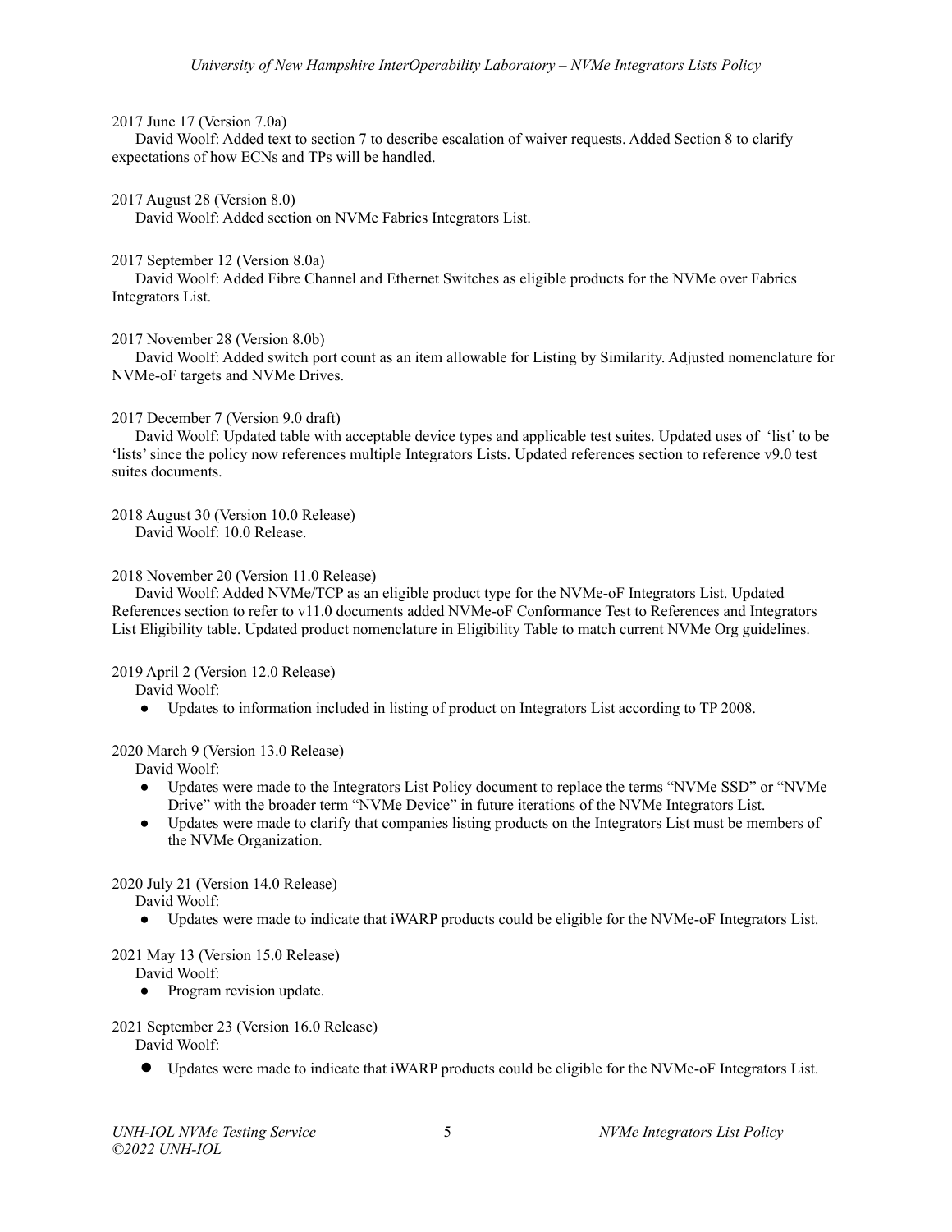2017 June 17 (Version 7.0a)

David Woolf: Added text to section 7 to describe escalation of waiver requests. Added Section 8 to clarify expectations of how ECNs and TPs will be handled.

2017 August 28 (Version 8.0)

David Woolf: Added section on NVMe Fabrics Integrators List.

2017 September 12 (Version 8.0a)

David Woolf: Added Fibre Channel and Ethernet Switches as eligible products for the NVMe over Fabrics Integrators List.

2017 November 28 (Version 8.0b)

David Woolf: Added switch port count as an item allowable for Listing by Similarity. Adjusted nomenclature for NVMe-oF targets and NVMe Drives.

2017 December 7 (Version 9.0 draft)

David Woolf: Updated table with acceptable device types and applicable test suites. Updated uses of 'list' to be 'lists' since the policy now references multiple Integrators Lists. Updated references section to reference v9.0 test suites documents.

2018 August 30 (Version 10.0 Release)

David Woolf: 10.0 Release.

2018 November 20 (Version 11.0 Release)

David Woolf: Added NVMe/TCP as an eligible product type for the NVMe-oF Integrators List. Updated References section to refer to v11.0 documents added NVMe-oF Conformance Test to References and Integrators List Eligibility table. Updated product nomenclature in Eligibility Table to match current NVMe Org guidelines.

2019 April 2 (Version 12.0 Release)

David Woolf:

- Updates to information included in listing of product on Integrators List according to TP 2008.

2020 March 9 (Version 13.0 Release)

David Woolf:

- Updates were made to the Integrators List Policy document to replace the terms "NVMe SSD" or "NVMe Drive" with the broader term "NVMe Device" in future iterations of the NVMe Integrators List.
- Updates were made to clarify that companies listing products on the Integrators List must be members of the NVMe Organization.

2020 July 21 (Version 14.0 Release)

David Woolf:

- Updates were made to indicate that iWARP products could be eligible for the NVMe-oF Integrators List.

2021 May 13 (Version 15.0 Release)

David Woolf:

- Program revision update.

2021 September 23 (Version 16.0 Release)

David Woolf:

- Updates were made to indicate that iWARP products could be eligible for the NVMe-oF Integrators List.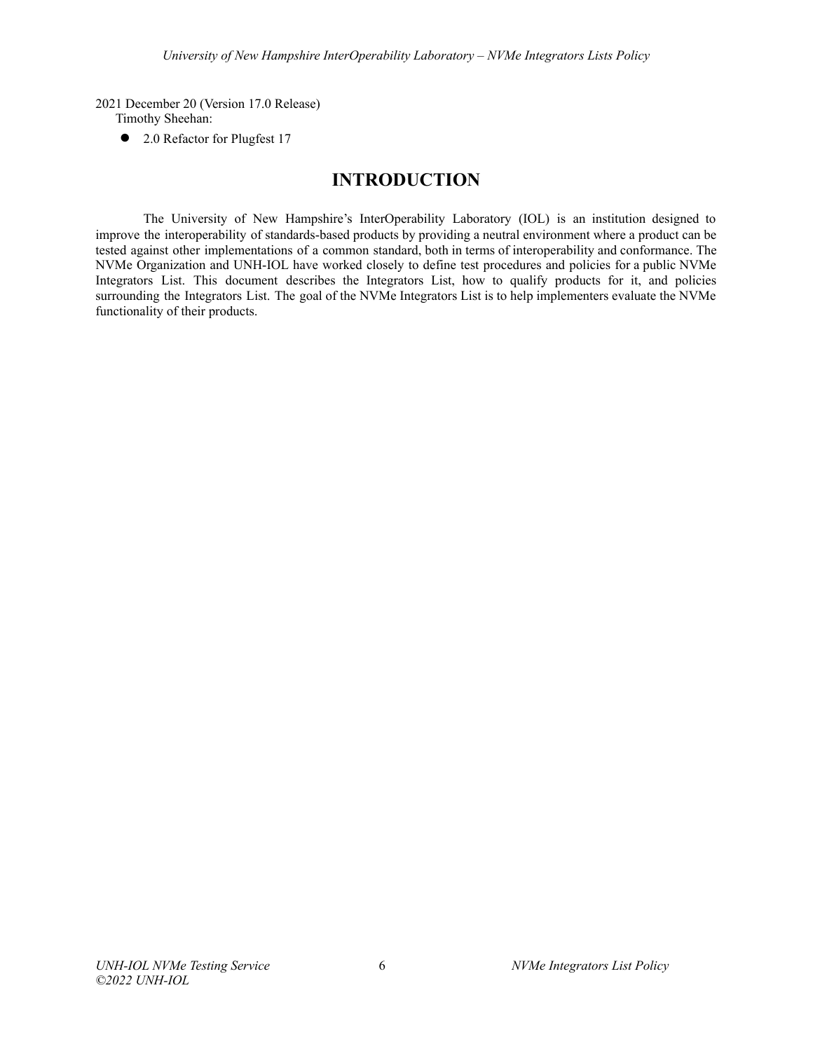2021 December 20 (Version 17.0 Release)
Timothy Sheehan:

- 2.0 Refactor for Plugfest 17

# INTRODUCTION

The University of New Hampshire's InterOperability Laboratory (IOL) is an institution designed to improve the interoperability of standards-based products by providing a neutral environment where a product can be tested against other implementations of a common standard, both in terms of interoperability and conformance. The NVMe Organization and UNH-IOL have worked closely to define test procedures and policies for a public NVMe Integrators List. This document describes the Integrators List, how to qualify products for it, and policies surrounding the Integrators List. The goal of the NVMe Integrators List is to help implementers evaluate the NVMe functionality of their products.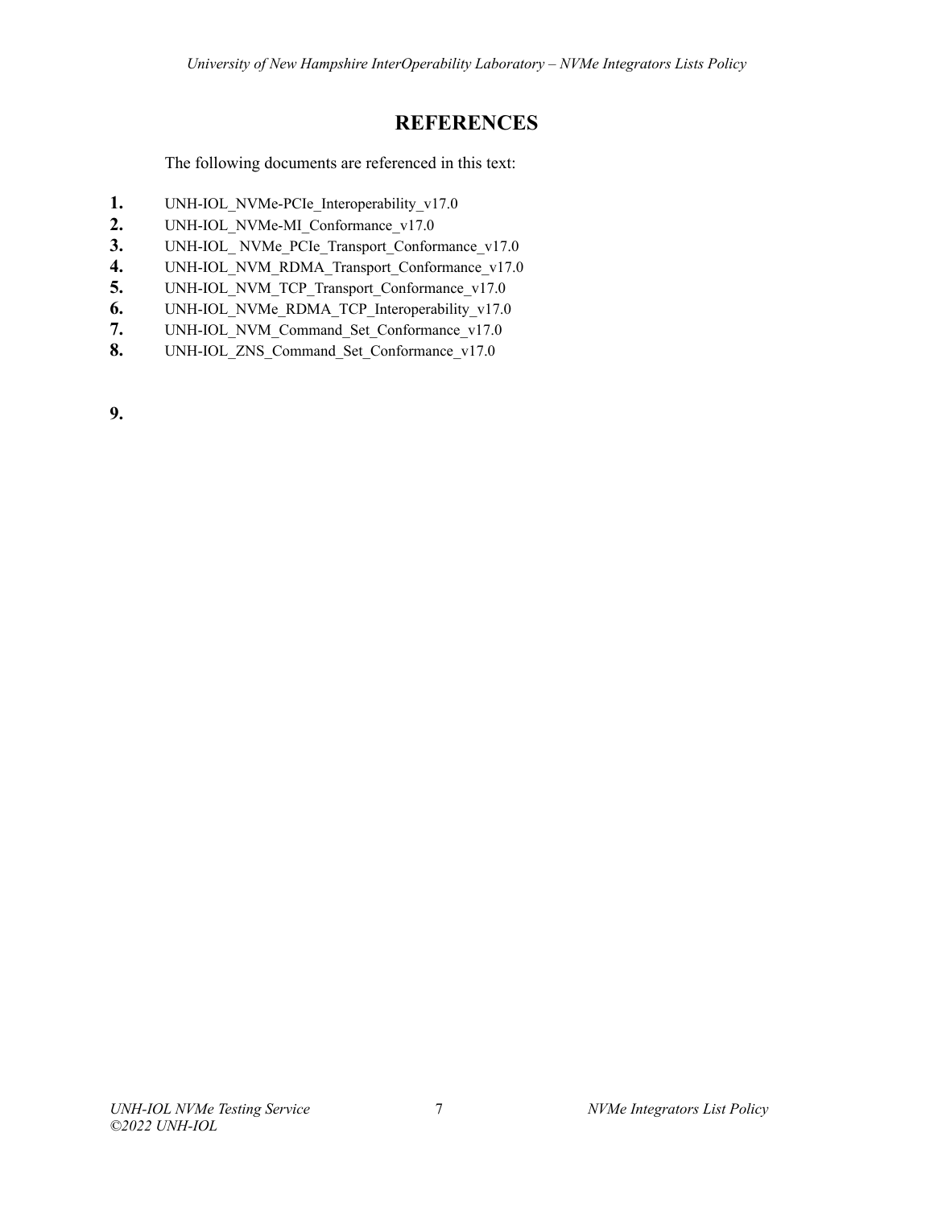# REFERENCES

The following documents are referenced in this text:

1. UNH-IOL_NVMe-PCIe_Interoperability_v17.0
2. UNH-IOL_NVMe-MI_Conformance_v17.0
3. UNH-IOL_ NVMe_PCIe_Transport_Conformance_v17.0
4. UNH-IOL_NVM_RDMA_Transport_Conformance_v17.0
5. UNH-IOL_NVM_TCP_Transport_Conformance_v17.0
6. UNH-IOL_NVMe_RDMA_TCP_Interoperability_v17.0
7. UNH-IOL_NVM_Command_Set_Conformance_v17.0
8. UNH-IOL_ZNS_Command_Set_Conformance_v17.0

9.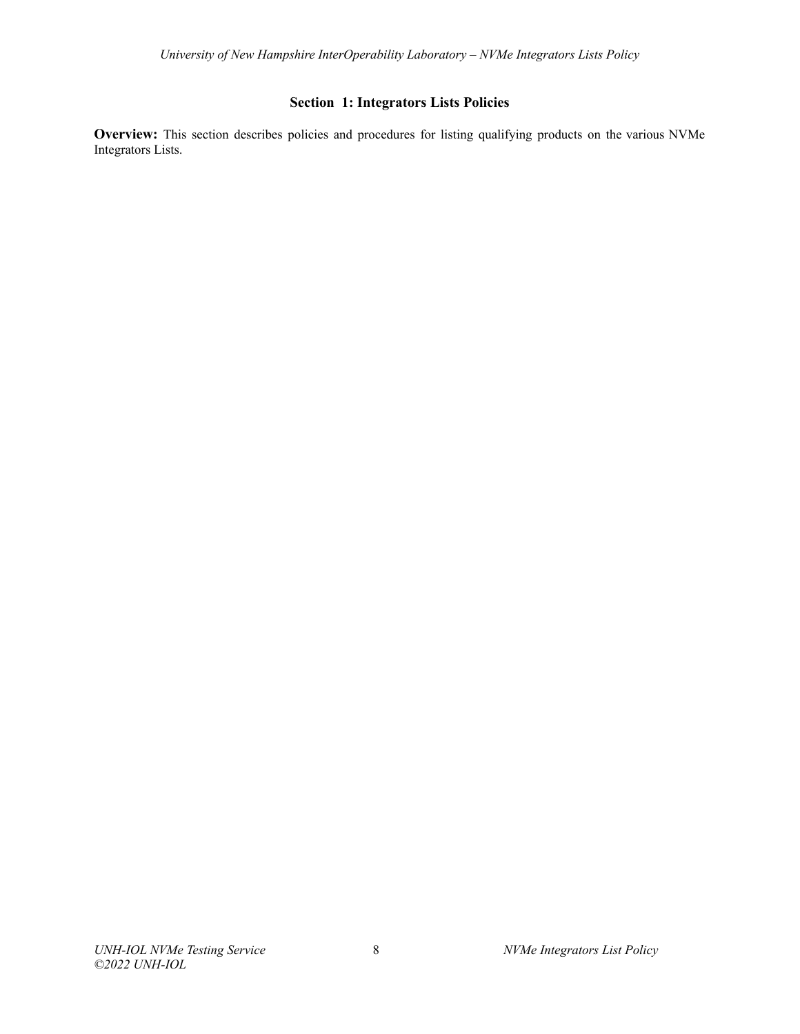## Section 1: Integrators Lists Policies

**Overview:** This section describes policies and procedures for listing qualifying products on the various NVMe Integrators Lists.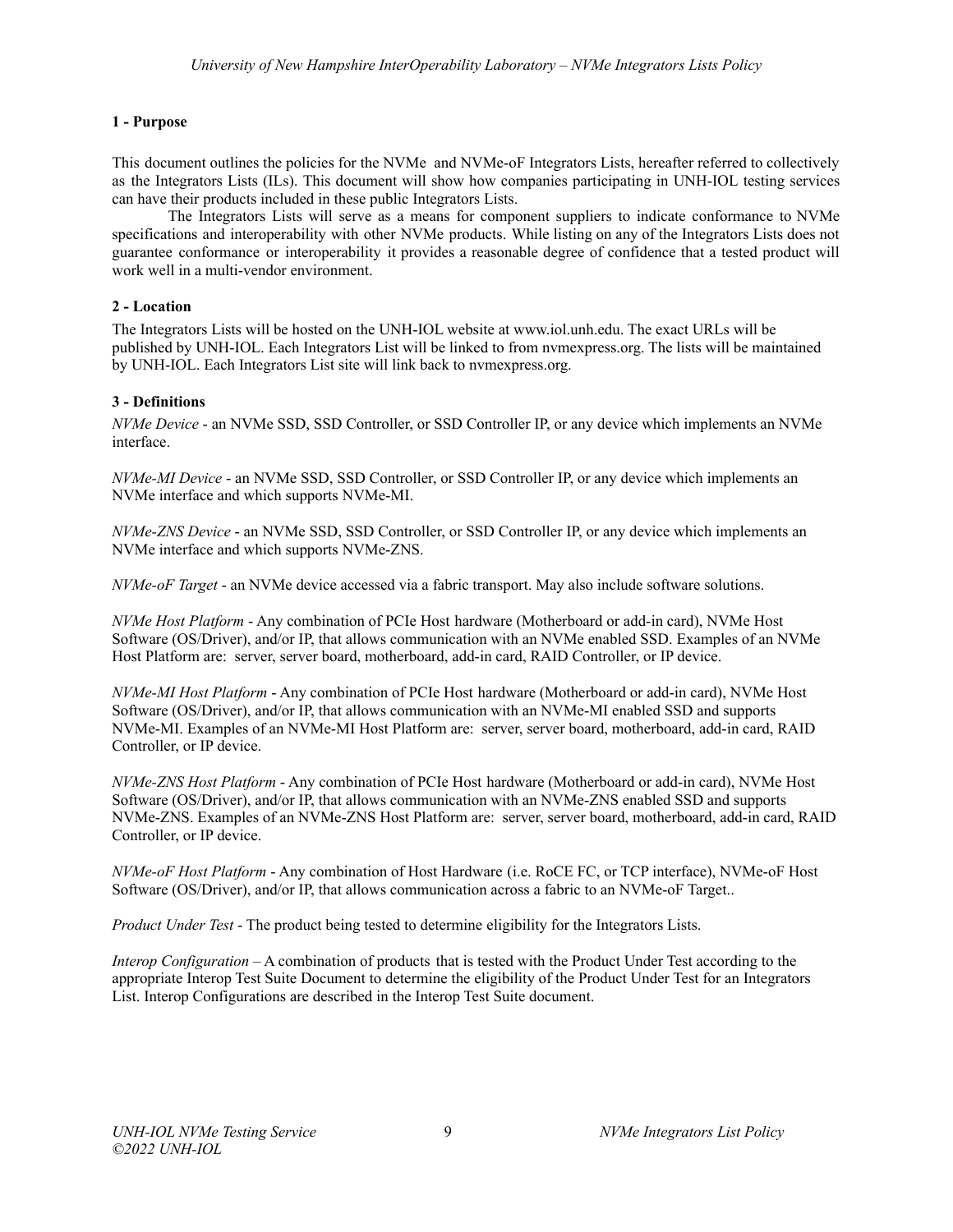## 1 - Purpose

This document outlines the policies for the NVMe and NVMe-oF Integrators Lists, hereafter referred to collectively as the Integrators Lists (ILs). This document will show how companies participating in UNH-IOL testing services can have their products included in these public Integrators Lists.

The Integrators Lists will serve as a means for component suppliers to indicate conformance to NVMe specifications and interoperability with other NVMe products. While listing on any of the Integrators Lists does not guarantee conformance or interoperability it provides a reasonable degree of confidence that a tested product will work well in a multi-vendor environment.

## 2 - Location

The Integrators Lists will be hosted on the UNH-IOL website at www.iol.unh.edu. The exact URLs will be published by UNH-IOL. Each Integrators List will be linked to from nvmexpress.org. The lists will be maintained by UNH-IOL. Each Integrators List site will link back to nvmexpress.org.

## 3 - Definitions

*NVMe Device* - an NVMe SSD, SSD Controller, or SSD Controller IP, or any device which implements an NVMe interface.

*NVMe-MI Device* - an NVMe SSD, SSD Controller, or SSD Controller IP, or any device which implements an NVMe interface and which supports NVMe-MI.

*NVMe-ZNS Device* - an NVMe SSD, SSD Controller, or SSD Controller IP, or any device which implements an NVMe interface and which supports NVMe-ZNS.

*NVMe-oF Target* - an NVMe device accessed via a fabric transport. May also include software solutions.

*NVMe Host Platform* - Any combination of PCIe Host hardware (Motherboard or add-in card), NVMe Host Software (OS/Driver), and/or IP, that allows communication with an NVMe enabled SSD. Examples of an NVMe Host Platform are: server, server board, motherboard, add-in card, RAID Controller, or IP device.

*NVMe-MI Host Platform* - Any combination of PCIe Host hardware (Motherboard or add-in card), NVMe Host Software (OS/Driver), and/or IP, that allows communication with an NVMe-MI enabled SSD and supports NVMe-MI. Examples of an NVMe-MI Host Platform are: server, server board, motherboard, add-in card, RAID Controller, or IP device.

*NVMe-ZNS Host Platform* - Any combination of PCIe Host hardware (Motherboard or add-in card), NVMe Host Software (OS/Driver), and/or IP, that allows communication with an NVMe-ZNS enabled SSD and supports NVMe-ZNS. Examples of an NVMe-ZNS Host Platform are: server, server board, motherboard, add-in card, RAID Controller, or IP device.

*NVMe-oF Host Platform* - Any combination of Host Hardware (i.e. RoCE FC, or TCP interface), NVMe-oF Host Software (OS/Driver), and/or IP, that allows communication across a fabric to an NVMe-oF Target..

*Product Under Test* - The product being tested to determine eligibility for the Integrators Lists.

*Interop Configuration* – A combination of products that is tested with the Product Under Test according to the appropriate Interop Test Suite Document to determine the eligibility of the Product Under Test for an Integrators List. Interop Configurations are described in the Interop Test Suite document.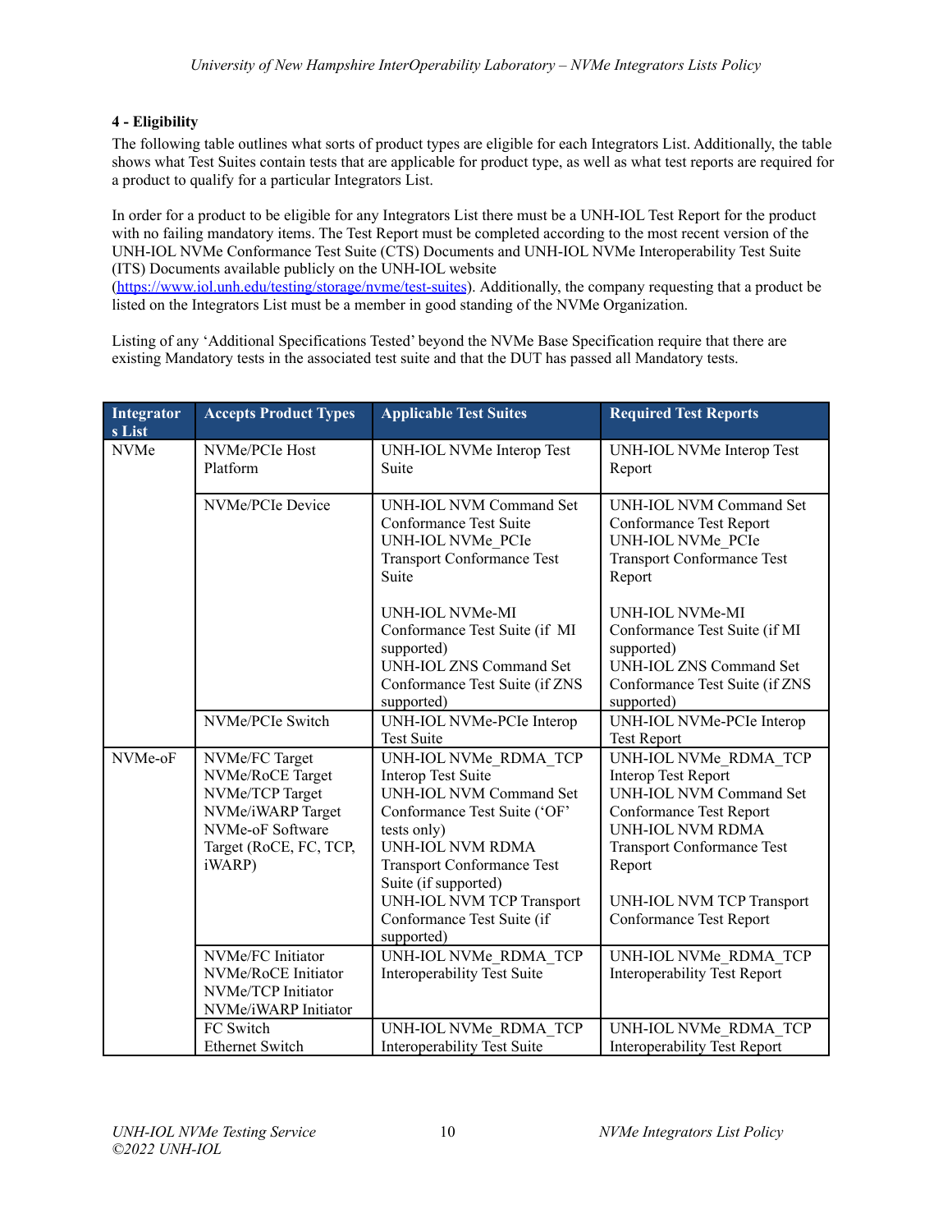## 4 - Eligibility

The following table outlines what sorts of product types are eligible for each Integrators List. Additionally, the table shows what Test Suites contain tests that are applicable for product type, as well as what test reports are required for a product to qualify for a particular Integrators List.

In order for a product to be eligible for any Integrators List there must be a UNH-IOL Test Report for the product with no failing mandatory items. The Test Report must be completed according to the most recent version of the UNH-IOL NVMe Conformance Test Suite (CTS) Documents and UNH-IOL NVMe Interoperability Test Suite (ITS) Documents available publicly on the UNH-IOL website ([https://www.iol.unh.edu/testing/storage/nvme/test-suites](https://www.iol.unh.edu/testing/storage/nvme/test-suites)). Additionally, the company requesting that a product be listed on the Integrators List must be a member in good standing of the NVMe Organization.

Listing of any 'Additional Specifications Tested' beyond the NVMe Base Specification require that there are existing Mandatory tests in the associated test suite and that the DUT has passed all Mandatory tests.

| Integrators List | Accepts Product Types | Applicable Test Suites | Required Test Reports |
|---|---|---|---|
| NVMe | NVMe/PCIe Host Platform | UNH-IOL NVMe Interop Test Suite | UNH-IOL NVMe Interop Test Report |
| | NVMe/PCIe Device | UNH-IOL NVM Command Set Conformance Test Suite<br>UNH-IOL NVMe_PCIe Transport Conformance Test Suite<br><br>UNH-IOL NVMe-MI Conformance Test Suite (if MI supported)<br>UNH-IOL ZNS Command Set Conformance Test Suite (if ZNS supported) | UNH-IOL NVM Command Set Conformance Test Report<br>UNH-IOL NVMe_PCIe Transport Conformance Test Report<br><br>UNH-IOL NVMe-MI Conformance Test Suite (if MI supported)<br>UNH-IOL ZNS Command Set Conformance Test Suite (if ZNS supported) |
| | NVMe/PCIe Switch | UNH-IOL NVMe-PCIe Interop Test Suite | UNH-IOL NVMe-PCIe Interop Test Report |
| NVMe-oF | NVMe/FC Target<br>NVMe/RoCE Target<br>NVMe/TCP Target<br>NVMe/iWARP Target<br>NVMe-oF Software Target (RoCE, FC, TCP, iWARP) | UNH-IOL NVMe_RDMA_TCP Interop Test Suite<br>UNH-IOL NVM Command Set Conformance Test Suite ('OF' tests only)<br>UNH-IOL NVM RDMA Transport Conformance Test Suite (if supported)<br>UNH-IOL NVM TCP Transport Conformance Test Suite (if supported) | UNH-IOL NVMe_RDMA_TCP Interop Test Report<br>UNH-IOL NVM Command Set Conformance Test Report<br>UNH-IOL NVM RDMA Transport Conformance Test Report<br><br>UNH-IOL NVM TCP Transport Conformance Test Report |
| | NVMe/FC Initiator<br>NVMe/RoCE Initiator<br>NVMe/TCP Initiator<br>NVMe/iWARP Initiator | UNH-IOL NVMe_RDMA_TCP Interoperability Test Suite | UNH-IOL NVMe_RDMA_TCP Interoperability Test Report |
| | FC Switch<br>Ethernet Switch | UNH-IOL NVMe_RDMA_TCP Interoperability Test Suite | UNH-IOL NVMe_RDMA_TCP Interoperability Test Report |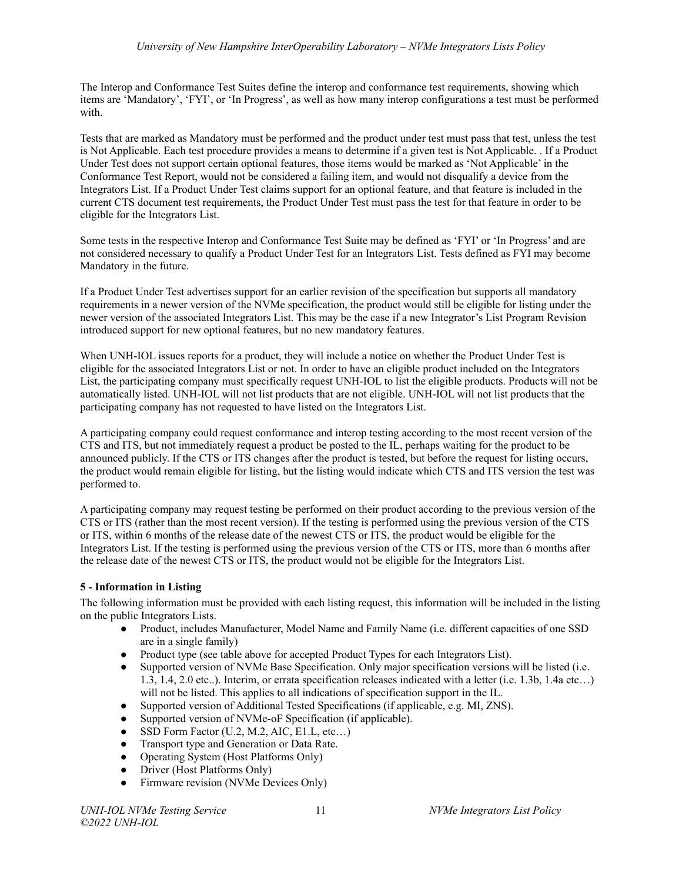The Interop and Conformance Test Suites define the interop and conformance test requirements, showing which items are 'Mandatory', 'FYI', or 'In Progress', as well as how many interop configurations a test must be performed with.

Tests that are marked as Mandatory must be performed and the product under test must pass that test, unless the test is Not Applicable. Each test procedure provides a means to determine if a given test is Not Applicable. . If a Product Under Test does not support certain optional features, those items would be marked as 'Not Applicable' in the Conformance Test Report, would not be considered a failing item, and would not disqualify a device from the Integrators List. If a Product Under Test claims support for an optional feature, and that feature is included in the current CTS document test requirements, the Product Under Test must pass the test for that feature in order to be eligible for the Integrators List.

Some tests in the respective Interop and Conformance Test Suite may be defined as 'FYI' or 'In Progress' and are not considered necessary to qualify a Product Under Test for an Integrators List. Tests defined as FYI may become Mandatory in the future.

If a Product Under Test advertises support for an earlier revision of the specification but supports all mandatory requirements in a newer version of the NVMe specification, the product would still be eligible for listing under the newer version of the associated Integrators List. This may be the case if a new Integrator's List Program Revision introduced support for new optional features, but no new mandatory features.

When UNH-IOL issues reports for a product, they will include a notice on whether the Product Under Test is eligible for the associated Integrators List or not. In order to have an eligible product included on the Integrators List, the participating company must specifically request UNH-IOL to list the eligible products. Products will not be automatically listed. UNH-IOL will not list products that are not eligible. UNH-IOL will not list products that the participating company has not requested to have listed on the Integrators List.

A participating company could request conformance and interop testing according to the most recent version of the CTS and ITS, but not immediately request a product be posted to the IL, perhaps waiting for the product to be announced publicly. If the CTS or ITS changes after the product is tested, but before the request for listing occurs, the product would remain eligible for listing, but the listing would indicate which CTS and ITS version the test was performed to.

A participating company may request testing be performed on their product according to the previous version of the CTS or ITS (rather than the most recent version). If the testing is performed using the previous version of the CTS or ITS, within 6 months of the release date of the newest CTS or ITS, the product would be eligible for the Integrators List. If the testing is performed using the previous version of the CTS or ITS, more than 6 months after the release date of the newest CTS or ITS, the product would not be eligible for the Integrators List.

### 5 - Information in Listing

The following information must be provided with each listing request, this information will be included in the listing on the public Integrators Lists.

- Product, includes Manufacturer, Model Name and Family Name (i.e. different capacities of one SSD are in a single family)
- Product type (see table above for accepted Product Types for each Integrators List).
- Supported version of NVMe Base Specification. Only major specification versions will be listed (i.e. 1.3, 1.4, 2.0 etc..). Interim, or errata specification releases indicated with a letter (i.e. 1.3b, 1.4a etc…) will not be listed. This applies to all indications of specification support in the IL.
- Supported version of Additional Tested Specifications (if applicable, e.g. MI, ZNS).
- Supported version of NVMe-oF Specification (if applicable).
- SSD Form Factor (U.2, M.2, AIC, E1.L, etc…)
- Transport type and Generation or Data Rate.
- Operating System (Host Platforms Only)
- Driver (Host Platforms Only)
- Firmware revision (NVMe Devices Only)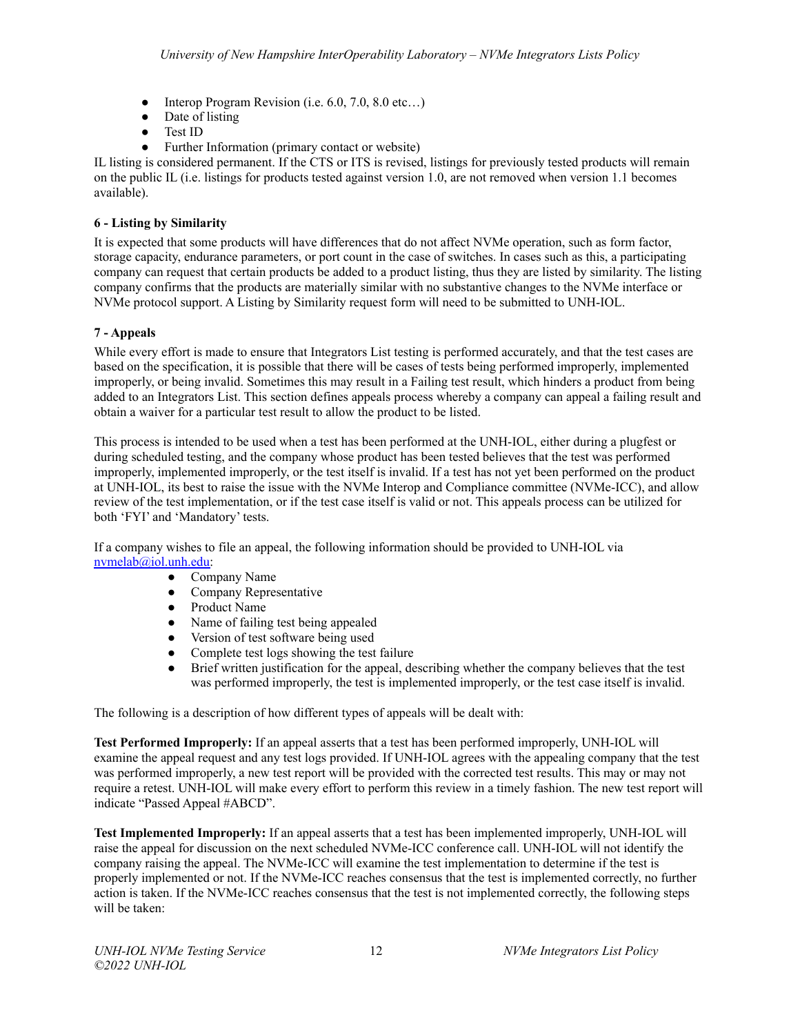- Interop Program Revision (i.e. 6.0, 7.0, 8.0 etc…)
- Date of listing
- Test ID
- Further Information (primary contact or website)

IL listing is considered permanent. If the CTS or ITS is revised, listings for previously tested products will remain on the public IL (i.e. listings for products tested against version 1.0, are not removed when version 1.1 becomes available).

**6 - Listing by Similarity**

It is expected that some products will have differences that do not affect NVMe operation, such as form factor, storage capacity, endurance parameters, or port count in the case of switches. In cases such as this, a participating company can request that certain products be added to a product listing, thus they are listed by similarity. The listing company confirms that the products are materially similar with no substantive changes to the NVMe interface or NVMe protocol support. A Listing by Similarity request form will need to be submitted to UNH-IOL.

**7 - Appeals**

While every effort is made to ensure that Integrators List testing is performed accurately, and that the test cases are based on the specification, it is possible that there will be cases of tests being performed improperly, implemented improperly, or being invalid. Sometimes this may result in a Failing test result, which hinders a product from being added to an Integrators List. This section defines appeals process whereby a company can appeal a failing result and obtain a waiver for a particular test result to allow the product to be listed.

This process is intended to be used when a test has been performed at the UNH-IOL, either during a plugfest or during scheduled testing, and the company whose product has been tested believes that the test was performed improperly, implemented improperly, or the test itself is invalid. If a test has not yet been performed on the product at UNH-IOL, its best to raise the issue with the NVMe Interop and Compliance committee (NVMe-ICC), and allow review of the test implementation, or if the test case itself is valid or not. This appeals process can be utilized for both 'FYI' and 'Mandatory' tests.

If a company wishes to file an appeal, the following information should be provided to UNH-IOL via nvmelab@iol.unh.edu:

- Company Name
- Company Representative
- Product Name
- Name of failing test being appealed
- Version of test software being used
- Complete test logs showing the test failure
- Brief written justification for the appeal, describing whether the company believes that the test was performed improperly, the test is implemented improperly, or the test case itself is invalid.

The following is a description of how different types of appeals will be dealt with:

**Test Performed Improperly:** If an appeal asserts that a test has been performed improperly, UNH-IOL will examine the appeal request and any test logs provided. If UNH-IOL agrees with the appealing company that the test was performed improperly, a new test report will be provided with the corrected test results. This may or may not require a retest. UNH-IOL will make every effort to perform this review in a timely fashion. The new test report will indicate "Passed Appeal #ABCD".

**Test Implemented Improperly:** If an appeal asserts that a test has been implemented improperly, UNH-IOL will raise the appeal for discussion on the next scheduled NVMe-ICC conference call. UNH-IOL will not identify the company raising the appeal. The NVMe-ICC will examine the test implementation to determine if the test is properly implemented or not. If the NVMe-ICC reaches consensus that the test is implemented correctly, no further action is taken. If the NVMe-ICC reaches consensus that the test is not implemented correctly, the following steps will be taken: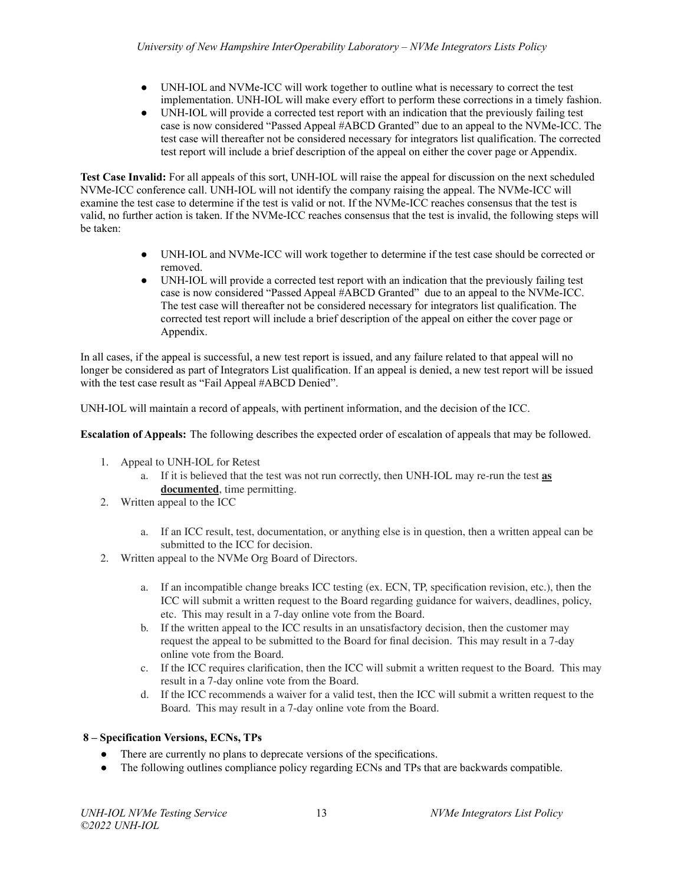- UNH-IOL and NVMe-ICC will work together to outline what is necessary to correct the test implementation. UNH-IOL will make every effort to perform these corrections in a timely fashion.
- UNH-IOL will provide a corrected test report with an indication that the previously failing test case is now considered "Passed Appeal #ABCD Granted" due to an appeal to the NVMe-ICC. The test case will thereafter not be considered necessary for integrators list qualification. The corrected test report will include a brief description of the appeal on either the cover page or Appendix.

**Test Case Invalid:** For all appeals of this sort, UNH-IOL will raise the appeal for discussion on the next scheduled NVMe-ICC conference call. UNH-IOL will not identify the company raising the appeal. The NVMe-ICC will examine the test case to determine if the test is valid or not. If the NVMe-ICC reaches consensus that the test is valid, no further action is taken. If the NVMe-ICC reaches consensus that the test is invalid, the following steps will be taken:

- UNH-IOL and NVMe-ICC will work together to determine if the test case should be corrected or removed.
- UNH-IOL will provide a corrected test report with an indication that the previously failing test case is now considered "Passed Appeal #ABCD Granted" due to an appeal to the NVMe-ICC. The test case will thereafter not be considered necessary for integrators list qualification. The corrected test report will include a brief description of the appeal on either the cover page or Appendix.

In all cases, if the appeal is successful, a new test report is issued, and any failure related to that appeal will no longer be considered as part of Integrators List qualification. If an appeal is denied, a new test report will be issued with the test case result as "Fail Appeal #ABCD Denied".

UNH-IOL will maintain a record of appeals, with pertinent information, and the decision of the ICC.

**Escalation of Appeals:** The following describes the expected order of escalation of appeals that may be followed.

1. Appeal to UNH-IOL for Retest
   a. If it is believed that the test was not run correctly, then UNH-IOL may re-run the test **as documented**, time permitting.
2. Written appeal to the ICC
   a. If an ICC result, test, documentation, or anything else is in question, then a written appeal can be submitted to the ICC for decision.
2. Written appeal to the NVMe Org Board of Directors.
   a. If an incompatible change breaks ICC testing (ex. ECN, TP, specification revision, etc.), then the ICC will submit a written request to the Board regarding guidance for waivers, deadlines, policy, etc. This may result in a 7-day online vote from the Board.
   b. If the written appeal to the ICC results in an unsatisfactory decision, then the customer may request the appeal to be submitted to the Board for final decision. This may result in a 7-day online vote from the Board.
   c. If the ICC requires clarification, then the ICC will submit a written request to the Board. This may result in a 7-day online vote from the Board.
   d. If the ICC recommends a waiver for a valid test, then the ICC will submit a written request to the Board. This may result in a 7-day online vote from the Board.

## 8 – Specification Versions, ECNs, TPs

- There are currently no plans to deprecate versions of the specifications.
- The following outlines compliance policy regarding ECNs and TPs that are backwards compatible.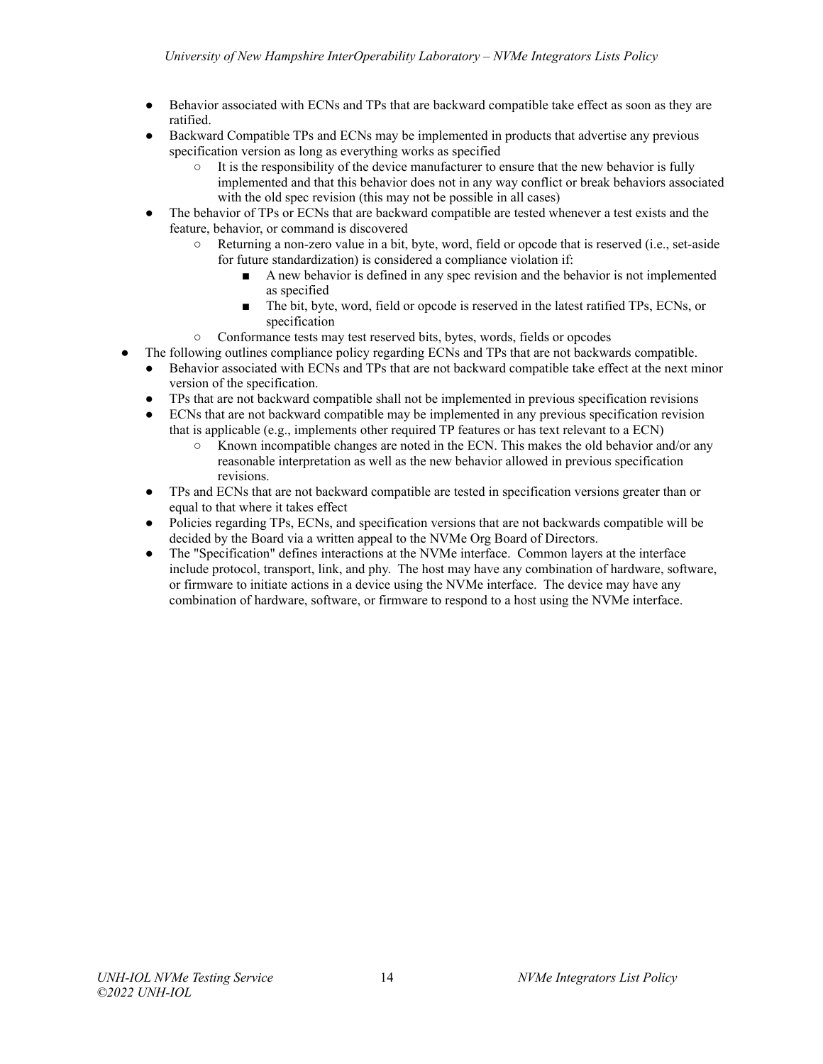- Behavior associated with ECNs and TPs that are backward compatible take effect as soon as they are ratified.
- Backward Compatible TPs and ECNs may be implemented in products that advertise any previous specification version as long as everything works as specified
  - It is the responsibility of the device manufacturer to ensure that the new behavior is fully implemented and that this behavior does not in any way conflict or break behaviors associated with the old spec revision (this may not be possible in all cases)
- The behavior of TPs or ECNs that are backward compatible are tested whenever a test exists and the feature, behavior, or command is discovered
  - Returning a non-zero value in a bit, byte, word, field or opcode that is reserved (i.e., set-aside for future standardization) is considered a compliance violation if:
    - A new behavior is defined in any spec revision and the behavior is not implemented as specified
    - The bit, byte, word, field or opcode is reserved in the latest ratified TPs, ECNs, or specification
  - Conformance tests may test reserved bits, bytes, words, fields or opcodes

- The following outlines compliance policy regarding ECNs and TPs that are not backwards compatible.
  - Behavior associated with ECNs and TPs that are not backward compatible take effect at the next minor version of the specification.
  - TPs that are not backward compatible shall not be implemented in previous specification revisions
  - ECNs that are not backward compatible may be implemented in any previous specification revision that is applicable (e.g., implements other required TP features or has text relevant to a ECN)
    - Known incompatible changes are noted in the ECN. This makes the old behavior and/or any reasonable interpretation as well as the new behavior allowed in previous specification revisions.
  - TPs and ECNs that are not backward compatible are tested in specification versions greater than or equal to that where it takes effect
  - Policies regarding TPs, ECNs, and specification versions that are not backwards compatible will be decided by the Board via a written appeal to the NVMe Org Board of Directors.
  - The "Specification" defines interactions at the NVMe interface. Common layers at the interface include protocol, transport, link, and phy. The host may have any combination of hardware, software, or firmware to initiate actions in a device using the NVMe interface. The device may have any combination of hardware, software, or firmware to respond to a host using the NVMe interface.